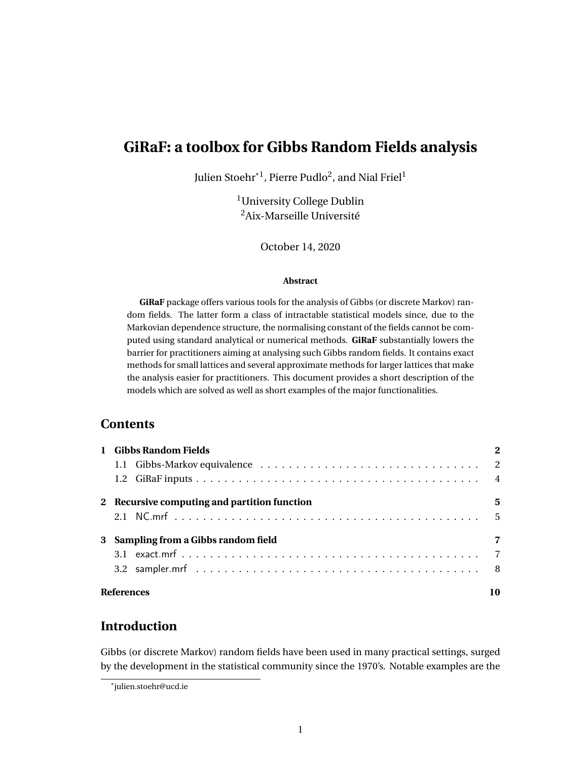# GiRaF: a toolbox for Gibbs Random Fields analysis

Julien Stoehr[*1], Pierre Pudlo[2], and Nial Friel[1]

[1]University College Dublin
[2]Aix-Marseille Université

October 14, 2020

**Abstract**

**GiRaF** package offers various tools for the analysis of Gibbs (or discrete Markov) random fields. The latter form a class of intractable statistical models since, due to the Markovian dependence structure, the normalising constant of the fields cannot be computed using standard analytical or numerical methods. **GiRaF** substantially lowers the barrier for practitioners aiming at analysing such Gibbs random fields. It contains exact methods for small lattices and several approximate methods for larger lattices that make the analysis easier for practitioners. This document provides a short description of the models which are solved as well as short examples of the major functionalities.

## Contents

- **1 Gibbs Random Fields** — **2**
  - 1.1 Gibbs-Markov equivalence — 2
  - 1.2 GiRaF inputs — 4
- **2 Recursive computing and partition function** — **5**
  - 2.1 NC.mrf — 5
- **3 Sampling from a Gibbs random field** — **7**
  - 3.1 exact.mrf — 7
  - 3.2 sampler.mrf — 8
- **References** — **10**

## Introduction

Gibbs (or discrete Markov) random fields have been used in many practical settings, surged by the development in the statistical community since the 1970's. Notable examples are the

[*]julien.stoehr@ucd.ie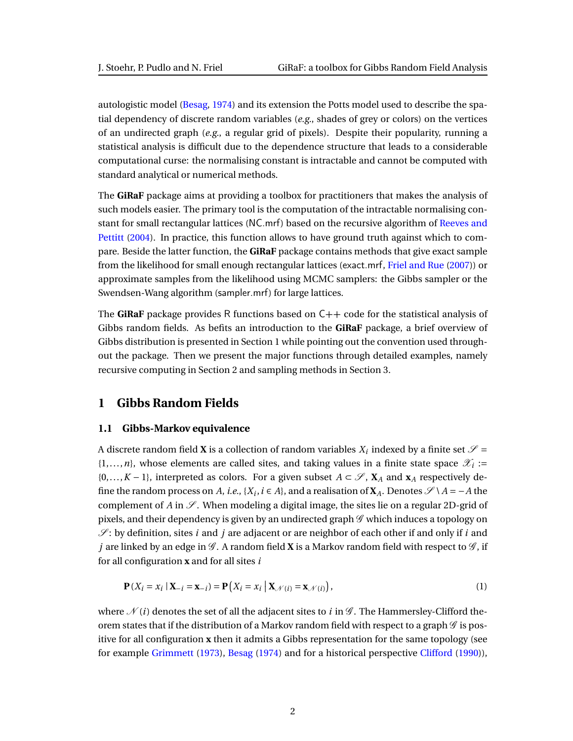autologistic model (Besag, 1974) and its extension the Potts model used to describe the spatial dependency of discrete random variables (*e.g.*, shades of grey or colors) on the vertices of an undirected graph (*e.g.*, a regular grid of pixels). Despite their popularity, running a statistical analysis is difficult due to the dependence structure that leads to a considerable computational curse: the normalising constant is intractable and cannot be computed with standard analytical or numerical methods.

The **GiRaF** package aims at providing a toolbox for practitioners that makes the analysis of such models easier. The primary tool is the computation of the intractable normalising constant for small rectangular lattices (NC.mrf) based on the recursive algorithm of Reeves and Pettitt (2004). In practice, this function allows to have ground truth against which to compare. Beside the latter function, the **GiRaF** package contains methods that give exact sample from the likelihood for small enough rectangular lattices (exact.mrf, Friel and Rue (2007)) or approximate samples from the likelihood using MCMC samplers: the Gibbs sampler or the Swendsen-Wang algorithm (sampler.mrf) for large lattices.

The **GiRaF** package provides R functions based on C++ code for the statistical analysis of Gibbs random fields. As befits an introduction to the **GiRaF** package, a brief overview of Gibbs distribution is presented in Section 1 while pointing out the convention used throughout the package. Then we present the major functions through detailed examples, namely recursive computing in Section 2 and sampling methods in Section 3.

# 1 Gibbs Random Fields

## 1.1 Gibbs-Markov equivalence

A discrete random field $\mathbf{X}$ is a collection of random variables $X_i$ indexed by a finite set $\mathscr{S} = \{1, \dots, n\}$, whose elements are called sites, and taking values in a finite state space $\mathscr{X}_i := \{0, \dots, K-1\}$, interpreted as colors. For a given subset $A \subset \mathscr{S}$, $\mathbf{X}_A$ and $\mathbf{x}_A$ respectively define the random process on $A$, *i.e.*, $\{X_i, i \in A\}$, and a realisation of $\mathbf{X}_A$. Denotes $\mathscr{S} \setminus A = -A$ the complement of $A$ in $\mathscr{S}$. When modeling a digital image, the sites lie on a regular 2D-grid of pixels, and their dependency is given by an undirected graph $\mathscr{G}$ which induces a topology on $\mathscr{S}$: by definition, sites $i$ and $j$ are adjacent or are neighbor of each other if and only if $i$ and $j$ are linked by an edge in $\mathscr{G}$. A random field $\mathbf{X}$ is a Markov random field with respect to $\mathscr{G}$, if for all configuration $\mathbf{x}$ and for all sites $i$

$$\mathbf{P}\left(X_i = x_i \mid \mathbf{X}_{-i} = \mathbf{x}_{-i}\right) = \mathbf{P}\left(X_i = x_i \,\middle|\, \mathbf{X}_{\mathscr{N}(i)} = \mathbf{x}_{\mathscr{N}(i)}\right), \tag{1}$$

where $\mathscr{N}(i)$ denotes the set of all the adjacent sites to $i$ in $\mathscr{G}$. The Hammersley-Clifford theorem states that if the distribution of a Markov random field with respect to a graph $\mathscr{G}$ is positive for all configuration $\mathbf{x}$ then it admits a Gibbs representation for the same topology (see for example Grimmett (1973), Besag (1974) and for a historical perspective Clifford (1990)),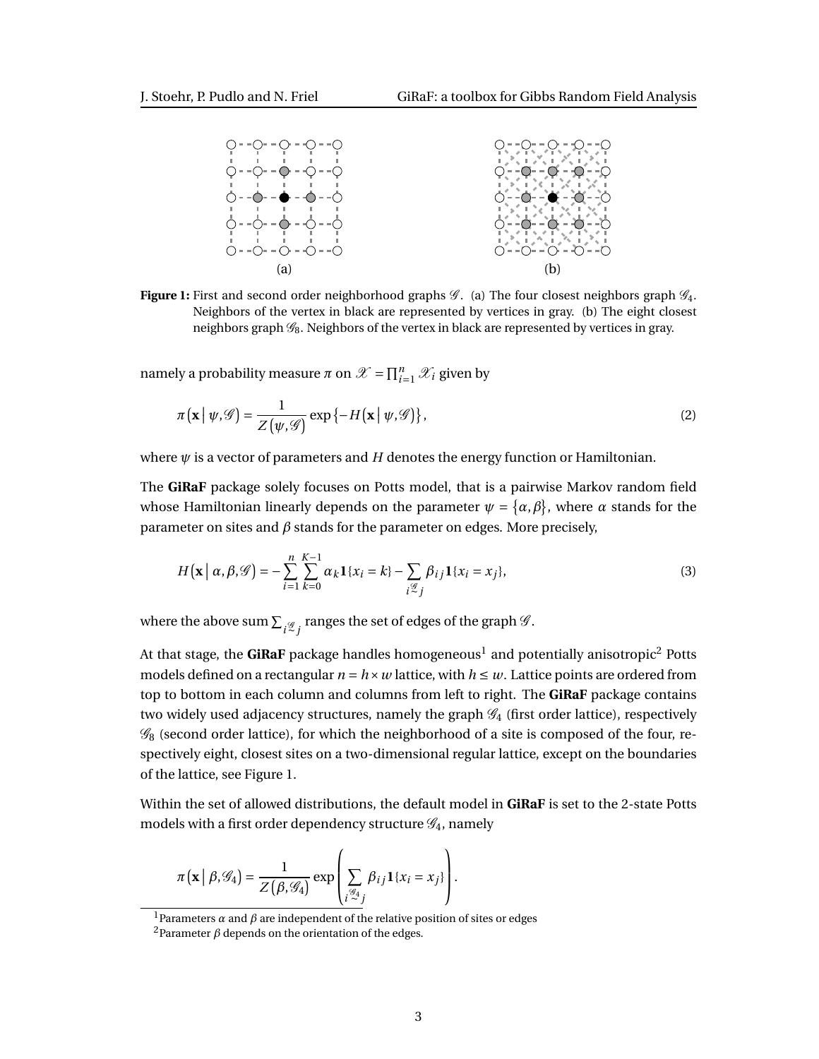(a)

(b)

**Figure 1:** First and second order neighborhood graphs $\mathscr{G}$. (a) The four closest neighbors graph $\mathscr{G}_4$. Neighbors of the vertex in black are represented by vertices in gray. (b) The eight closest neighbors graph $\mathscr{G}_8$. Neighbors of the vertex in black are represented by vertices in gray.

namely a probability measure $\pi$ on $\mathscr{X} = \prod_{i=1}^{n} \mathscr{X}_i$ given by

$$\pi\big(\mathbf{x} \,\big|\, \psi, \mathscr{G}\big) = \frac{1}{Z\big(\psi, \mathscr{G}\big)} \exp\big\{-H\big(\mathbf{x} \,\big|\, \psi, \mathscr{G}\big)\big\}, \tag{2}$$

where $\psi$ is a vector of parameters and $H$ denotes the energy function or Hamiltonian.

The **GiRaF** package solely focuses on Potts model, that is a pairwise Markov random field whose Hamiltonian linearly depends on the parameter $\psi = \{\alpha, \beta\}$, where $\alpha$ stands for the parameter on sites and $\beta$ stands for the parameter on edges. More precisely,

$$H\big(\mathbf{x} \,\big|\, \alpha, \beta, \mathscr{G}\big) = -\sum_{i=1}^{n} \sum_{k=0}^{K-1} \alpha_k \mathbf{1}\{x_i = k\} - \sum_{i \overset{\mathscr{G}}{\sim} j} \beta_{ij} \mathbf{1}\{x_i = x_j\}, \tag{3}$$

where the above sum $\sum_{i \overset{\mathscr{G}}{\sim} j}$ ranges the set of edges of the graph $\mathscr{G}$.

At that stage, the **GiRaF** package handles homogeneous[1] and potentially anisotropic[2] Potts models defined on a rectangular $n = h \times w$ lattice, with $h \leq w$. Lattice points are ordered from top to bottom in each column and columns from left to right. The **GiRaF** package contains two widely used adjacency structures, namely the graph $\mathscr{G}_4$ (first order lattice), respectively $\mathscr{G}_8$ (second order lattice), for which the neighborhood of a site is composed of the four, respectively eight, closest sites on a two-dimensional regular lattice, except on the boundaries of the lattice, see Figure 1.

Within the set of allowed distributions, the default model in **GiRaF** is set to the 2-state Potts models with a first order dependency structure $\mathscr{G}_4$, namely

$$\pi\big(\mathbf{x} \,\big|\, \beta, \mathscr{G}_4\big) = \frac{1}{Z\big(\beta, \mathscr{G}_4\big)} \exp\left( \sum_{i \overset{\mathscr{G}_4}{\sim} j} \beta_{ij} \mathbf{1}\{x_i = x_j\} \right).$$

[1] Parameters $\alpha$ and $\beta$ are independent of the relative position of sites or edges

[2] Parameter $\beta$ depends on the orientation of the edges.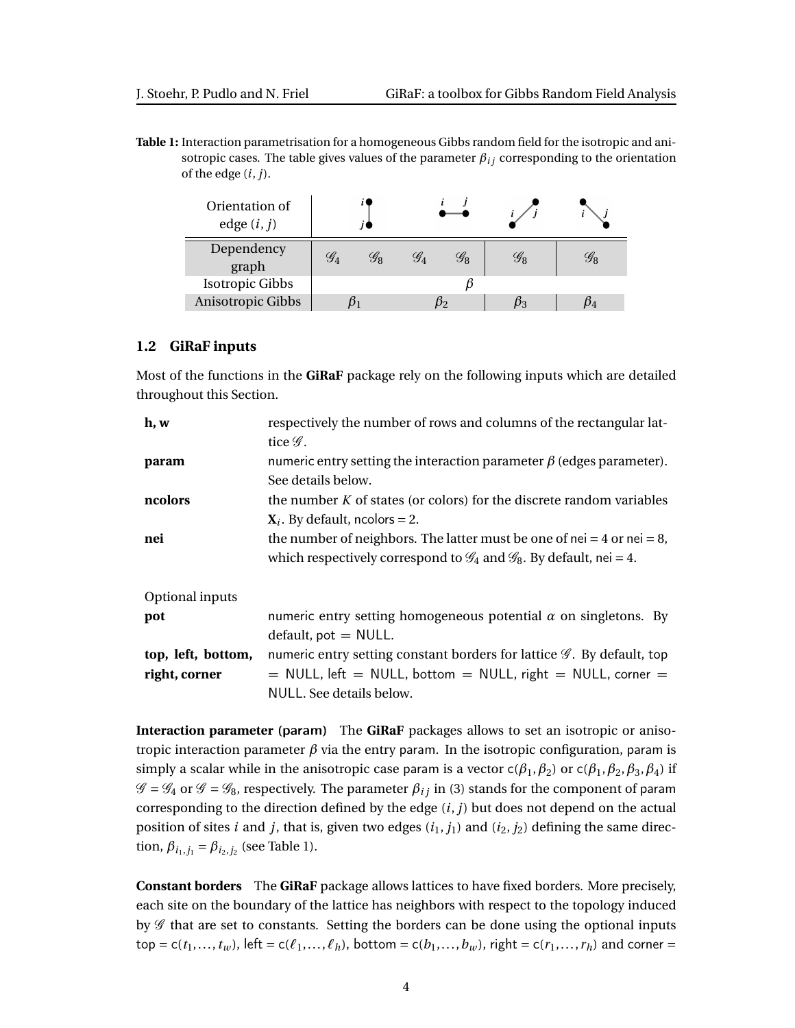**Table 1:** Interaction parametrisation for a homogeneous Gibbs random field for the isotropic and anisotropic cases. The table gives values of the parameter $\beta_{ij}$ corresponding to the orientation of the edge $(i, j)$.

| Orientation of edge $(i, j)$ | vertical ($i$ above $j$) | | horizontal ($i$ left of $j$) | | diagonal ($i$ bottom-left, $j$ top-right) | anti-diagonal ($i$ top-left, $j$ bottom-right) |
|---|---|---|---|---|---|---|
| Dependency graph | $\mathscr{G}_4$ | $\mathscr{G}_8$ | $\mathscr{G}_4$ | $\mathscr{G}_8$ | $\mathscr{G}_8$ | $\mathscr{G}_8$ |
| Isotropic Gibbs | $\beta$ | | | | | |
| Anisotropic Gibbs | $\beta_1$ | | $\beta_2$ | | $\beta_3$ | $\beta_4$ |

### 1.2 GiRaF inputs

Most of the functions in the **GiRaF** package rely on the following inputs which are detailed throughout this Section.

| | |
|---|---|
| **h, w** | respectively the number of rows and columns of the rectangular lattice $\mathscr{G}$. |
| **param** | numeric entry setting the interaction parameter $\beta$ (edges parameter). See details below. |
| **ncolors** | the number $K$ of states (or colors) for the discrete random variables $\mathbf{X}_i$. By default, ncolors = 2. |
| **nei** | the number of neighbors. The latter must be one of nei = 4 or nei = 8, which respectively correspond to $\mathscr{G}_4$ and $\mathscr{G}_8$. By default, nei = 4. |
| Optional inputs | |
| **pot** | numeric entry setting homogeneous potential $\alpha$ on singletons. By default, pot = NULL. |
| **top, left, bottom, right, corner** | numeric entry setting constant borders for lattice $\mathscr{G}$. By default, top = NULL, left = NULL, bottom = NULL, right = NULL, corner = NULL. See details below. |

**Interaction parameter (param)** The **GiRaF** packages allows to set an isotropic or anisotropic interaction parameter $\beta$ via the entry param. In the isotropic configuration, param is simply a scalar while in the anisotropic case param is a vector c$(\beta_1, \beta_2)$ or c$(\beta_1, \beta_2, \beta_3, \beta_4)$ if $\mathscr{G} = \mathscr{G}_4$ or $\mathscr{G} = \mathscr{G}_8$, respectively. The parameter $\beta_{ij}$ in (3) stands for the component of param corresponding to the direction defined by the edge $(i, j)$ but does not depend on the actual position of sites $i$ and $j$, that is, given two edges $(i_1, j_1)$ and $(i_2, j_2)$ defining the same direction, $\beta_{i_1,j_1} = \beta_{i_2,j_2}$ (see Table 1).

**Constant borders** The **GiRaF** package allows lattices to have fixed borders. More precisely, each site on the boundary of the lattice has neighbors with respect to the topology induced by $\mathscr{G}$ that are set to constants. Setting the borders can be done using the optional inputs top = c$(t_1, \ldots, t_w)$, left = c$(\ell_1, \ldots, \ell_h)$, bottom = c$(b_1, \ldots, b_w)$, right = c$(r_1, \ldots, r_h)$ and corner =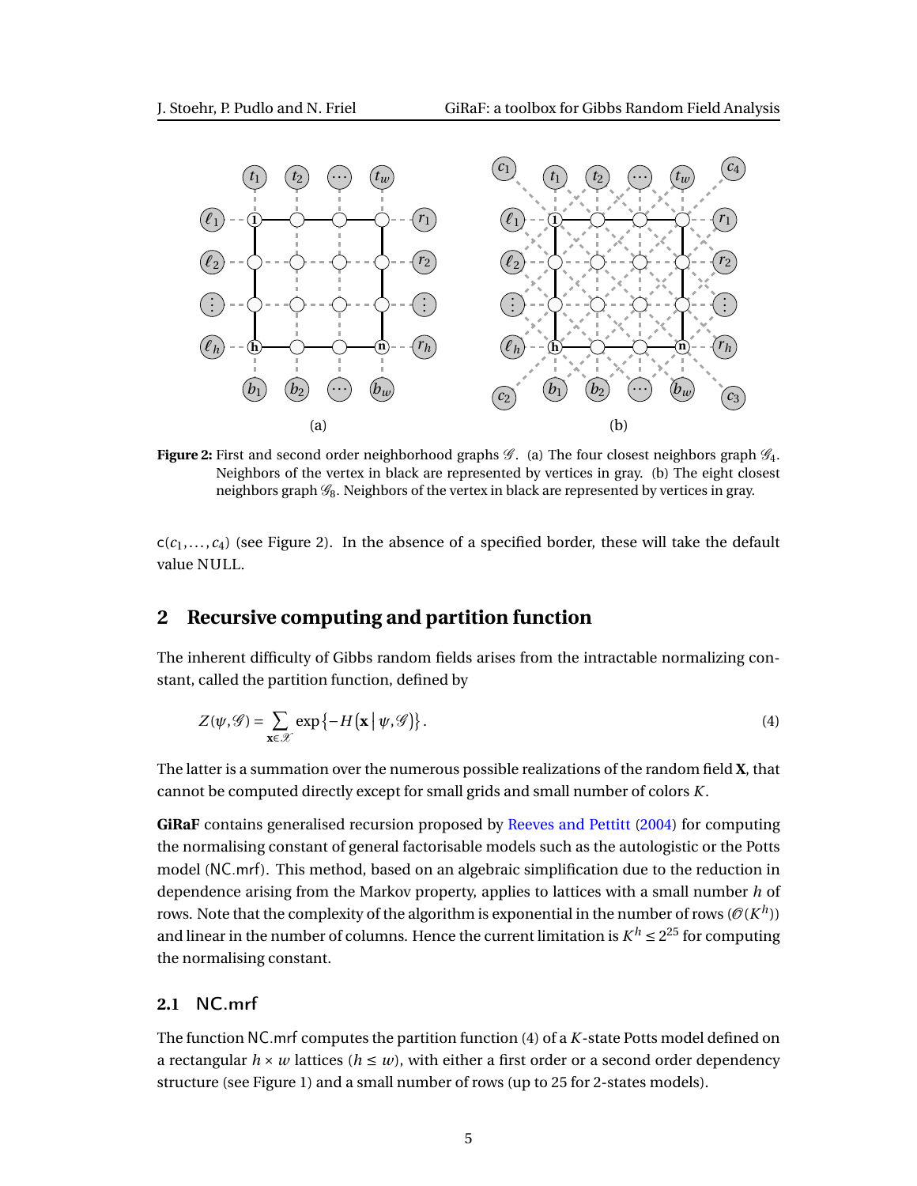**Figure 2:** First and second order neighborhood graphs $\mathscr{G}$. (a) The four closest neighbors graph $\mathscr{G}_4$. Neighbors of the vertex in black are represented by vertices in gray. (b) The eight closest neighbors graph $\mathscr{G}_8$. Neighbors of the vertex in black are represented by vertices in gray.

c($c_1, \ldots, c_4$) (see Figure 2). In the absence of a specified border, these will take the default value NULL.

## 2 Recursive computing and partition function

The inherent difficulty of Gibbs random fields arises from the intractable normalizing constant, called the partition function, defined by

$$Z(\psi, \mathscr{G}) = \sum_{\mathbf{x} \in \mathscr{X}} \exp\left\{-H\left(\mathbf{x} \,\middle|\, \psi, \mathscr{G}\right)\right\}. \tag{4}$$

The latter is a summation over the numerous possible realizations of the random field $\mathbf{X}$, that cannot be computed directly except for small grids and small number of colors $K$.

**GiRaF** contains generalised recursion proposed by Reeves and Pettitt (2004) for computing the normalising constant of general factorisable models such as the autologistic or the Potts model (NC.mrf). This method, based on an algebraic simplification due to the reduction in dependence arising from the Markov property, applies to lattices with a small number $h$ of rows. Note that the complexity of the algorithm is exponential in the number of rows ($\mathscr{O}(K^h)$) and linear in the number of columns. Hence the current limitation is $K^h \leq 2^{25}$ for computing the normalising constant.

### 2.1 NC.mrf

The function NC.mrf computes the partition function (4) of a $K$-state Potts model defined on a rectangular $h \times w$ lattices ($h \leq w$), with either a first order or a second order dependency structure (see Figure 1) and a small number of rows (up to 25 for 2-states models).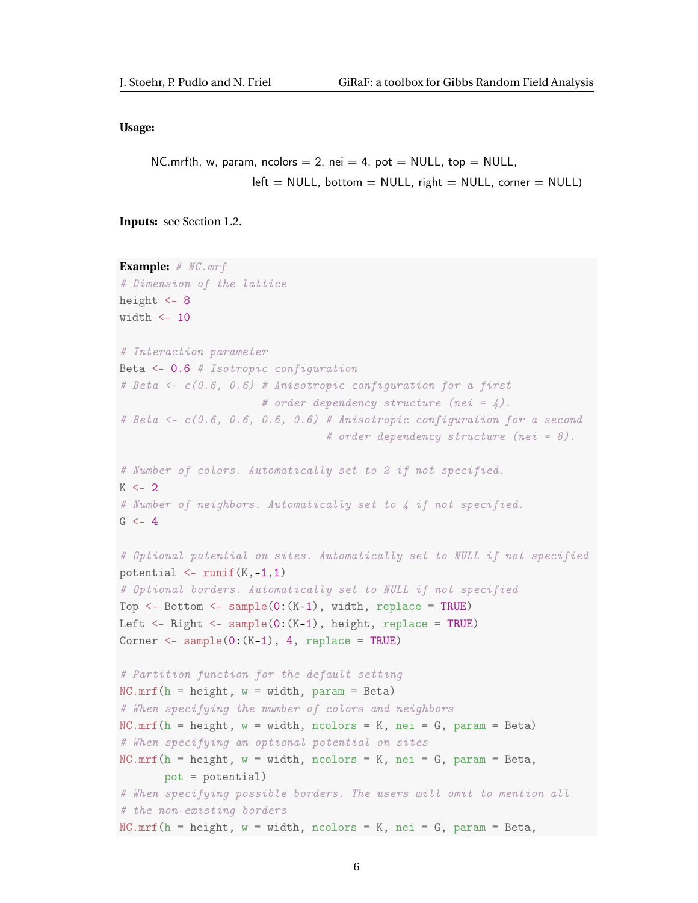**Usage:**

```
NC.mrf(h, w, param, ncolors = 2, nei = 4, pot = NULL, top = NULL,
                    left = NULL, bottom = NULL, right = NULL, corner = NULL)
```

**Inputs:** see Section 1.2.

**Example:**
```
# NC.mrf
# Dimension of the lattice
height <- 8
width <- 10

# Interaction parameter
Beta <- 0.6 # Isotropic configuration
# Beta <- c(0.6, 0.6) # Anisotropic configuration for a first
                      # order dependency structure (nei = 4).
# Beta <- c(0.6, 0.6, 0.6, 0.6) # Anisotropic configuration for a second
                                # order dependency structure (nei = 8).

# Number of colors. Automatically set to 2 if not specified.
K <- 2
# Number of neighbors. Automatically set to 4 if not specified.
G <- 4

# Optional potential on sites. Automatically set to NULL if not specified
potential <- runif(K,-1,1)
# Optional borders. Automatically set to NULL if not specified
Top <- Bottom <- sample(0:(K-1), width, replace = TRUE)
Left <- Right <- sample(0:(K-1), height, replace = TRUE)
Corner <- sample(0:(K-1), 4, replace = TRUE)

# Partition function for the default setting
NC.mrf(h = height, w = width, param = Beta)
# When specifying the number of colors and neighbors
NC.mrf(h = height, w = width, ncolors = K, nei = G, param = Beta)
# When specifying an optional potential on sites
NC.mrf(h = height, w = width, ncolors = K, nei = G, param = Beta,
       pot = potential)
# When specifying possible borders. The users will omit to mention all
# the non-existing borders
NC.mrf(h = height, w = width, ncolors = K, nei = G, param = Beta,
```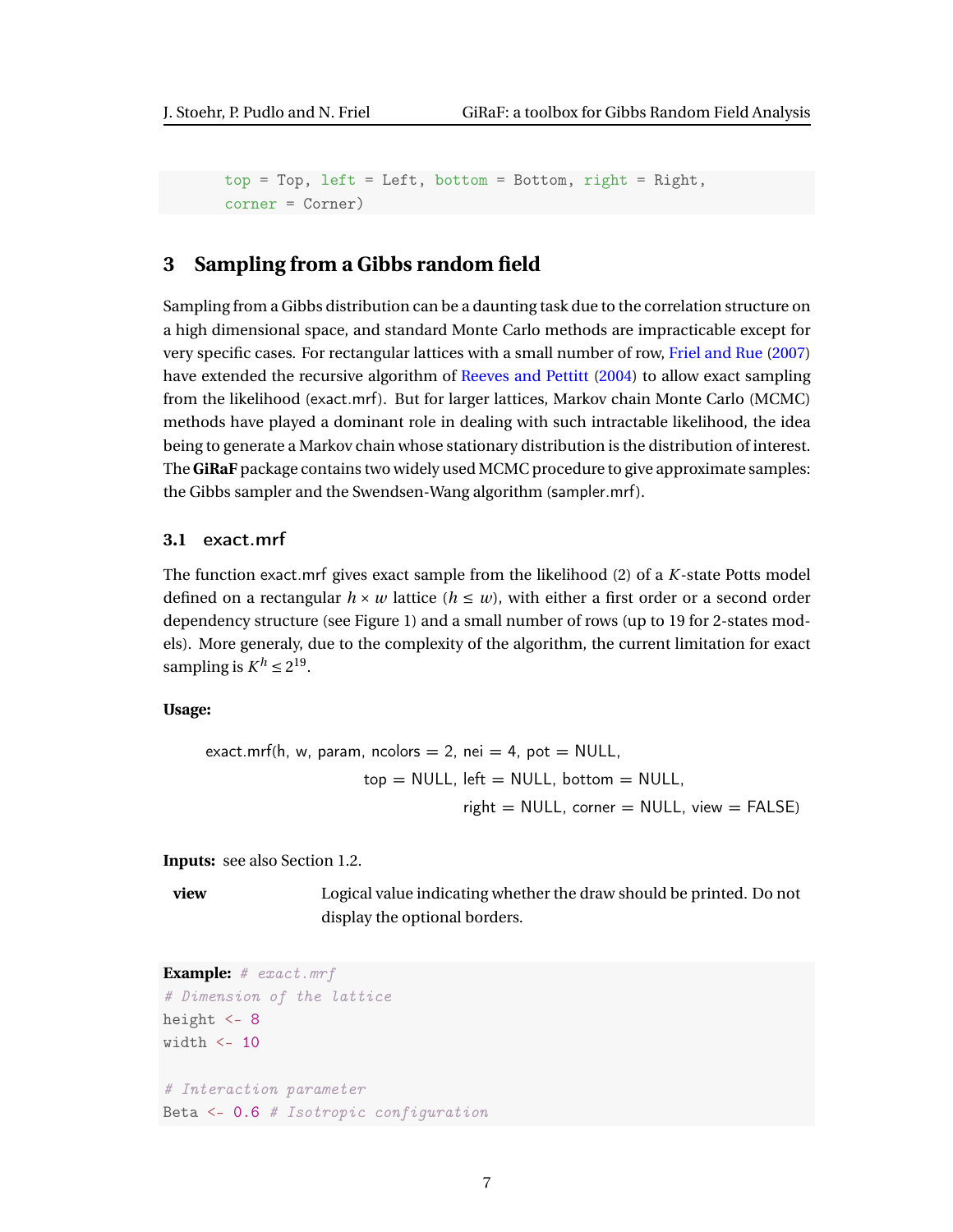```
top = Top, left = Left, bottom = Bottom, right = Right,
corner = Corner)
```

## 3 Sampling from a Gibbs random field

Sampling from a Gibbs distribution can be a daunting task due to the correlation structure on a high dimensional space, and standard Monte Carlo methods are impracticable except for very specific cases. For rectangular lattices with a small number of row, Friel and Rue (2007) have extended the recursive algorithm of Reeves and Pettitt (2004) to allow exact sampling from the likelihood (exact.mrf). But for larger lattices, Markov chain Monte Carlo (MCMC) methods have played a dominant role in dealing with such intractable likelihood, the idea being to generate a Markov chain whose stationary distribution is the distribution of interest. The **GiRaF** package contains two widely used MCMC procedure to give approximate samples: the Gibbs sampler and the Swendsen-Wang algorithm (sampler.mrf).

### 3.1 exact.mrf

The function exact.mrf gives exact sample from the likelihood (2) of a $K$-state Potts model defined on a rectangular $h \times w$ lattice ($h \leq w$), with either a first order or a second order dependency structure (see Figure 1) and a small number of rows (up to 19 for 2-states models). More generaly, due to the complexity of the algorithm, the current limitation for exact sampling is $K^h \leq 2^{19}$.

**Usage:**

```
exact.mrf(h, w, param, ncolors = 2, nei = 4, pot = NULL,
          top = NULL, left = NULL, bottom = NULL,
          right = NULL, corner = NULL, view = FALSE)
```

**Inputs:** see also Section 1.2.

**view** Logical value indicating whether the draw should be printed. Do not display the optional borders.

**Example:** # exact.mrf

```
# Dimension of the lattice
height <- 8
width <- 10

# Interaction parameter
Beta <- 0.6 # Isotropic configuration
```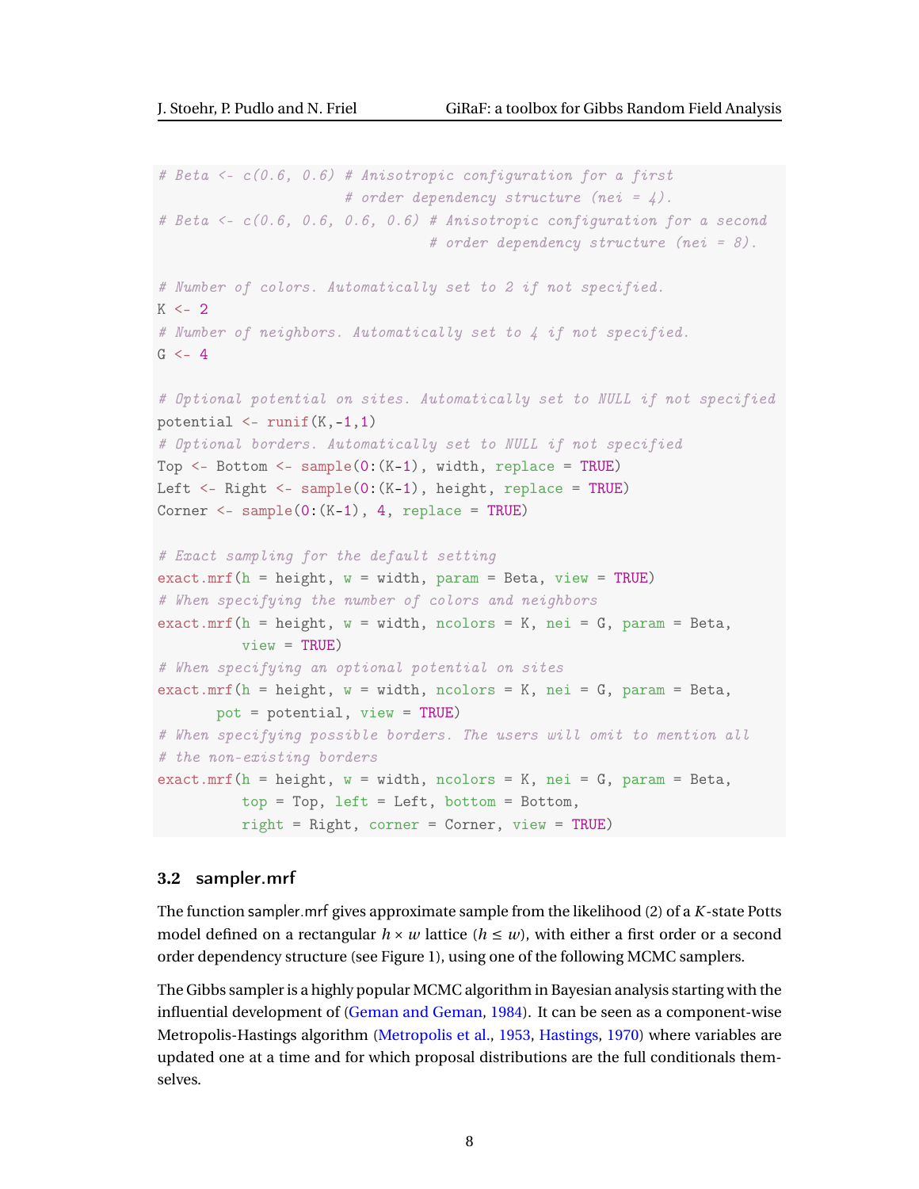```
# Beta <- c(0.6, 0.6) # Anisotropic configuration for a first
                      # order dependency structure (nei = 4).
# Beta <- c(0.6, 0.6, 0.6, 0.6) # Anisotropic configuration for a second
                                # order dependency structure (nei = 8).

# Number of colors. Automatically set to 2 if not specified.
K <- 2
# Number of neighbors. Automatically set to 4 if not specified.
G <- 4

# Optional potential on sites. Automatically set to NULL if not specified
potential <- runif(K,-1,1)
# Optional borders. Automatically set to NULL if not specified
Top <- Bottom <- sample(0:(K-1), width, replace = TRUE)
Left <- Right <- sample(0:(K-1), height, replace = TRUE)
Corner <- sample(0:(K-1), 4, replace = TRUE)

# Exact sampling for the default setting
exact.mrf(h = height, w = width, param = Beta, view = TRUE)
# When specifying the number of colors and neighbors
exact.mrf(h = height, w = width, ncolors = K, nei = G, param = Beta,
          view = TRUE)
# When specifying an optional potential on sites
exact.mrf(h = height, w = width, ncolors = K, nei = G, param = Beta,
       pot = potential, view = TRUE)
# When specifying possible borders. The users will omit to mention all
# the non-existing borders
exact.mrf(h = height, w = width, ncolors = K, nei = G, param = Beta,
          top = Top, left = Left, bottom = Bottom,
          right = Right, corner = Corner, view = TRUE)
```

### 3.2 sampler.mrf

The function sampler.mrf gives approximate sample from the likelihood (2) of a $K$-state Potts model defined on a rectangular $h \times w$ lattice ($h \leq w$), with either a first order or a second order dependency structure (see Figure 1), using one of the following MCMC samplers.

The Gibbs sampler is a highly popular MCMC algorithm in Bayesian analysis starting with the influential development of (Geman and Geman, 1984). It can be seen as a component-wise Metropolis-Hastings algorithm (Metropolis et al., 1953, Hastings, 1970) where variables are updated one at a time and for which proposal distributions are the full conditionals themselves.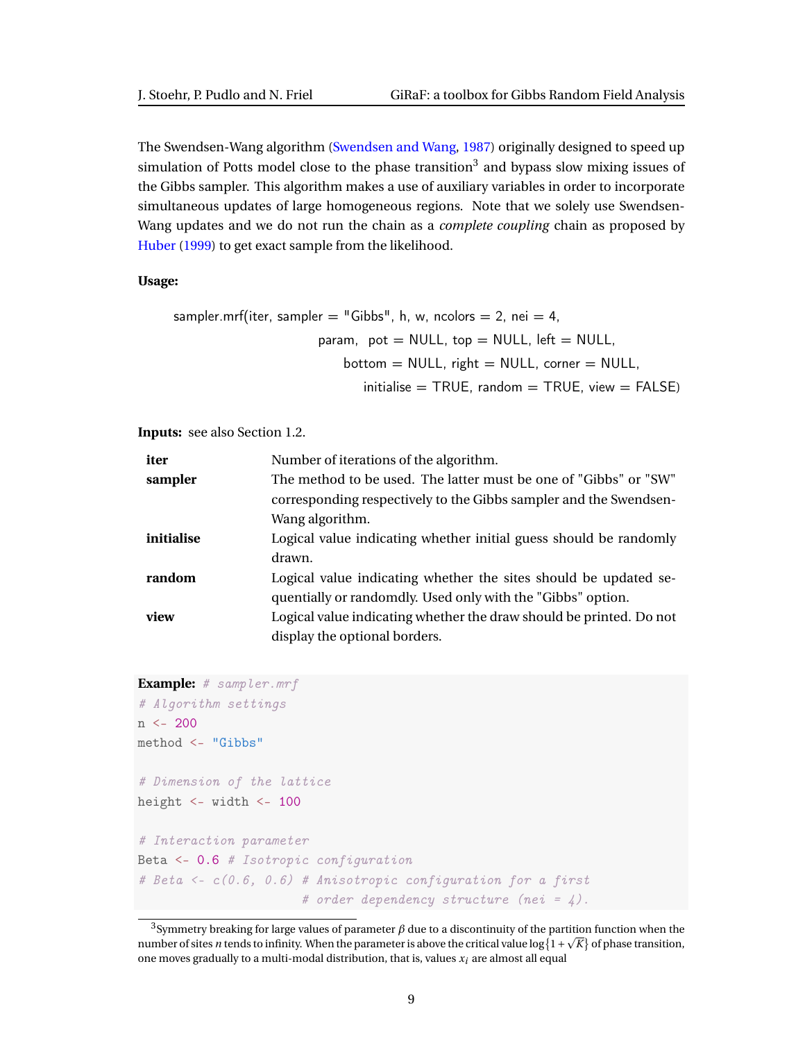The Swendsen-Wang algorithm (Swendsen and Wang, 1987) originally designed to speed up simulation of Potts model close to the phase transition[3] and bypass slow mixing issues of the Gibbs sampler. This algorithm makes a use of auxiliary variables in order to incorporate simultaneous updates of large homogeneous regions. Note that we solely use Swendsen-Wang updates and we do not run the chain as a *complete coupling* chain as proposed by Huber (1999) to get exact sample from the likelihood.

**Usage:**

```
sampler.mrf(iter, sampler = "Gibbs", h, w, ncolors = 2, nei = 4,
            param, pot = NULL, top = NULL, left = NULL,
            bottom = NULL, right = NULL, corner = NULL,
            initialise = TRUE, random = TRUE, view = FALSE)
```

**Inputs:** see also Section 1.2.

| | |
|---|---|
| **iter** | Number of iterations of the algorithm. |
| **sampler** | The method to be used. The latter must be one of "Gibbs" or "SW" corresponding respectively to the Gibbs sampler and the Swendsen-Wang algorithm. |
| **initialise** | Logical value indicating whether initial guess should be randomly drawn. |
| **random** | Logical value indicating whether the sites should be updated sequentially or randomdly. Used only with the "Gibbs" option. |
| **view** | Logical value indicating whether the draw should be printed. Do not display the optional borders. |

**Example:**
```
# sampler.mrf
# Algorithm settings
n <- 200
method <- "Gibbs"

# Dimension of the lattice
height <- width <- 100

# Interaction parameter
Beta <- 0.6 # Isotropic configuration
# Beta <- c(0.6, 0.6) # Anisotropic configuration for a first
                      # order dependency structure (nei = 4).
```

[3] Symmetry breaking for large values of parameter $\beta$ due to a discontinuity of the partition function when the number of sites $n$ tends to infinity. When the parameter is above the critical value $\log\{1+\sqrt{K}\}$ of phase transition, one moves gradually to a multi-modal distribution, that is, values $x_i$ are almost all equal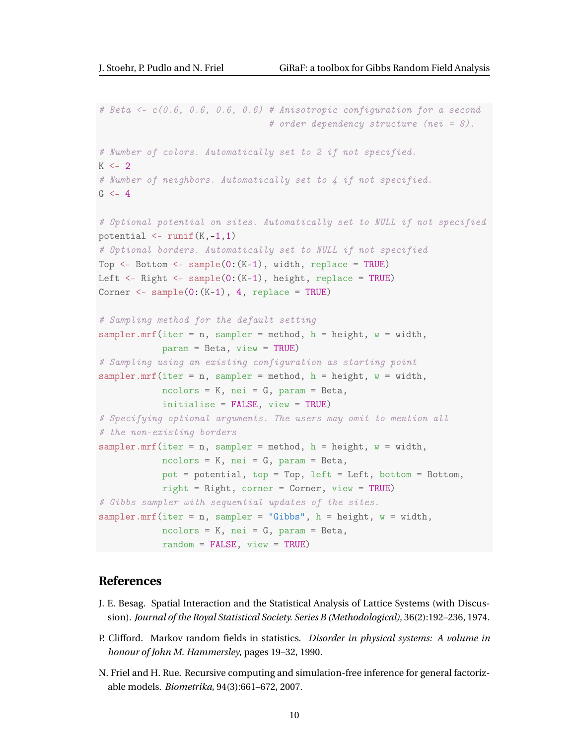```r
# Beta <- c(0.6, 0.6, 0.6, 0.6) # Anisotropic configuration for a second
                                # order dependency structure (nei = 8).

# Number of colors. Automatically set to 2 if not specified.
K <- 2
# Number of neighbors. Automatically set to 4 if not specified.
G <- 4

# Optional potential on sites. Automatically set to NULL if not specified
potential <- runif(K,-1,1)
# Optional borders. Automatically set to NULL if not specified
Top <- Bottom <- sample(0:(K-1), width, replace = TRUE)
Left <- Right <- sample(0:(K-1), height, replace = TRUE)
Corner <- sample(0:(K-1), 4, replace = TRUE)

# Sampling method for the default setting
sampler.mrf(iter = n, sampler = method, h = height, w = width,
            param = Beta, view = TRUE)
# Sampling using an existing configuration as starting point
sampler.mrf(iter = n, sampler = method, h = height, w = width,
            ncolors = K, nei = G, param = Beta,
            initialise = FALSE, view = TRUE)
# Specifying optional arguments. The users may omit to mention all
# the non-existing borders
sampler.mrf(iter = n, sampler = method, h = height, w = width,
            ncolors = K, nei = G, param = Beta,
            pot = potential, top = Top, left = Left, bottom = Bottom,
            right = Right, corner = Corner, view = TRUE)
# Gibbs sampler with sequential updates of the sites.
sampler.mrf(iter = n, sampler = "Gibbs", h = height, w = width,
            ncolors = K, nei = G, param = Beta,
            random = FALSE, view = TRUE)
```

## References

J. E. Besag. Spatial Interaction and the Statistical Analysis of Lattice Systems (with Discussion). *Journal of the Royal Statistical Society. Series B (Methodological)*, 36(2):192–236, 1974.

P. Clifford. Markov random fields in statistics. *Disorder in physical systems: A volume in honour of John M. Hammersley*, pages 19–32, 1990.

N. Friel and H. Rue. Recursive computing and simulation-free inference for general factorizable models. *Biometrika*, 94(3):661–672, 2007.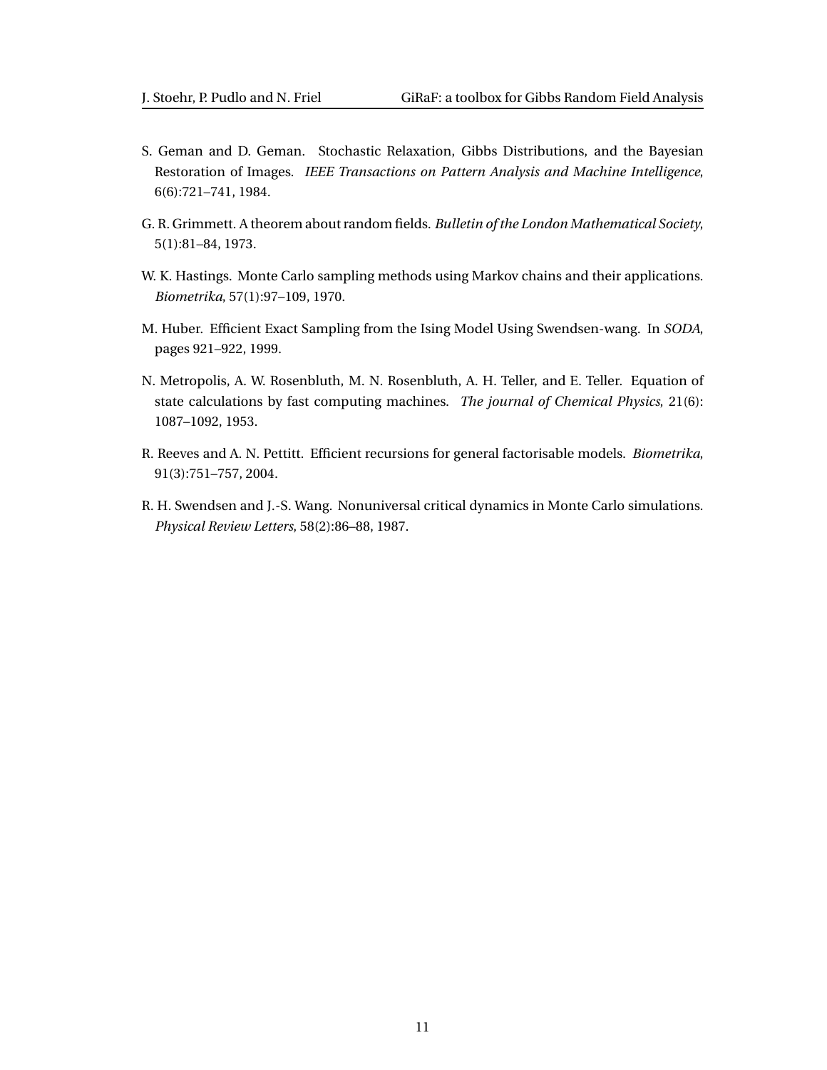S. Geman and D. Geman. Stochastic Relaxation, Gibbs Distributions, and the Bayesian Restoration of Images. *IEEE Transactions on Pattern Analysis and Machine Intelligence*, 6(6):721–741, 1984.

G. R. Grimmett. A theorem about random fields. *Bulletin of the London Mathematical Society*, 5(1):81–84, 1973.

W. K. Hastings. Monte Carlo sampling methods using Markov chains and their applications. *Biometrika*, 57(1):97–109, 1970.

M. Huber. Efficient Exact Sampling from the Ising Model Using Swendsen-wang. In *SODA*, pages 921–922, 1999.

N. Metropolis, A. W. Rosenbluth, M. N. Rosenbluth, A. H. Teller, and E. Teller. Equation of state calculations by fast computing machines. *The journal of Chemical Physics*, 21(6): 1087–1092, 1953.

R. Reeves and A. N. Pettitt. Efficient recursions for general factorisable models. *Biometrika*, 91(3):751–757, 2004.

R. H. Swendsen and J.-S. Wang. Nonuniversal critical dynamics in Monte Carlo simulations. *Physical Review Letters*, 58(2):86–88, 1987.